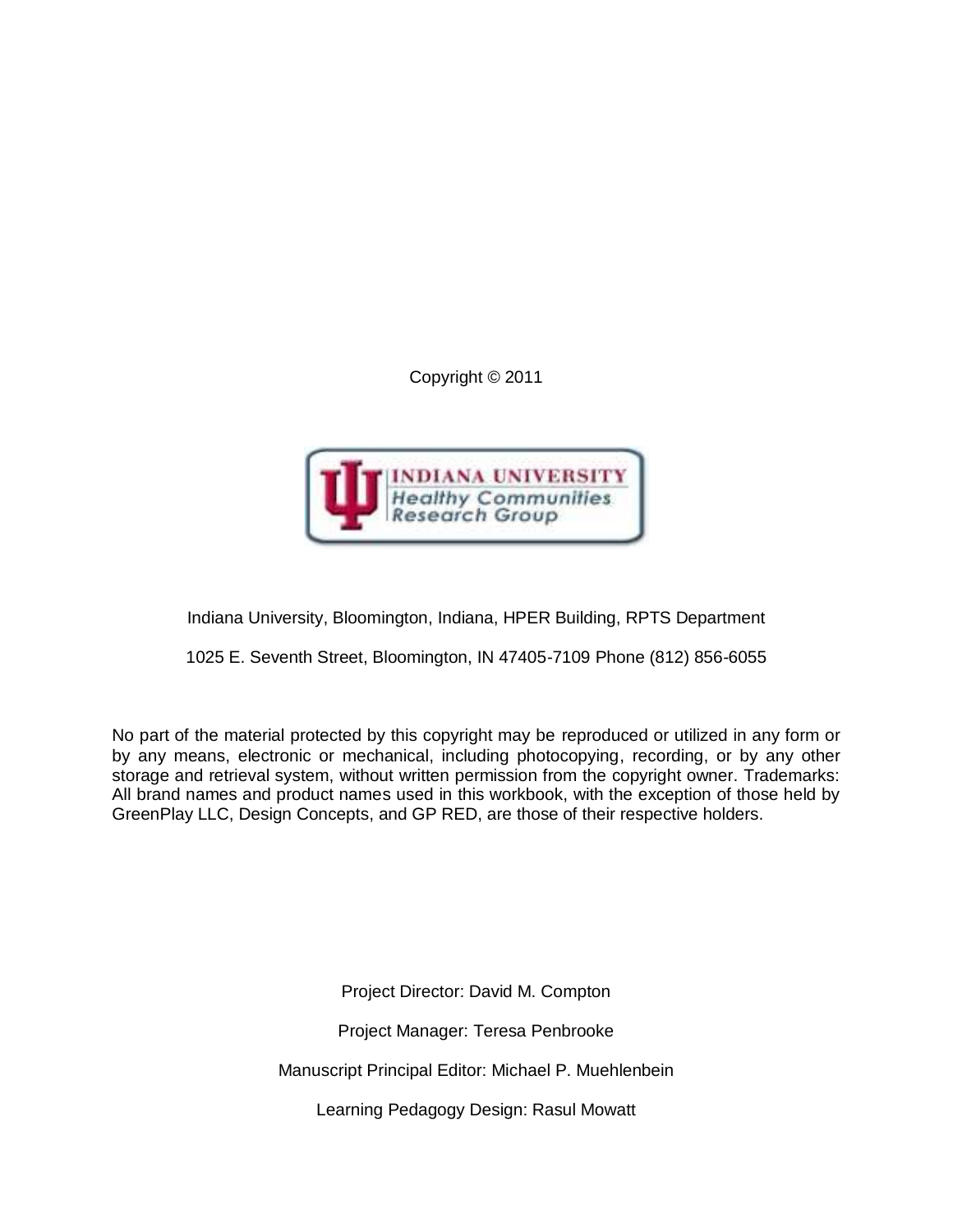Copyright © 2011

INDIANA UNIVERSITY
Healthy Communities Research Group

Indiana University, Bloomington, Indiana, HPER Building, RPTS Department

1025 E. Seventh Street, Bloomington, IN 47405-7109 Phone (812) 856-6055

No part of the material protected by this copyright may be reproduced or utilized in any form or by any means, electronic or mechanical, including photocopying, recording, or by any other storage and retrieval system, without written permission from the copyright owner. Trademarks: All brand names and product names used in this workbook, with the exception of those held by GreenPlay LLC, Design Concepts, and GP RED, are those of their respective holders.

Project Director: David M. Compton

Project Manager: Teresa Penbrooke

Manuscript Principal Editor: Michael P. Muehlenbein

Learning Pedagogy Design: Rasul Mowatt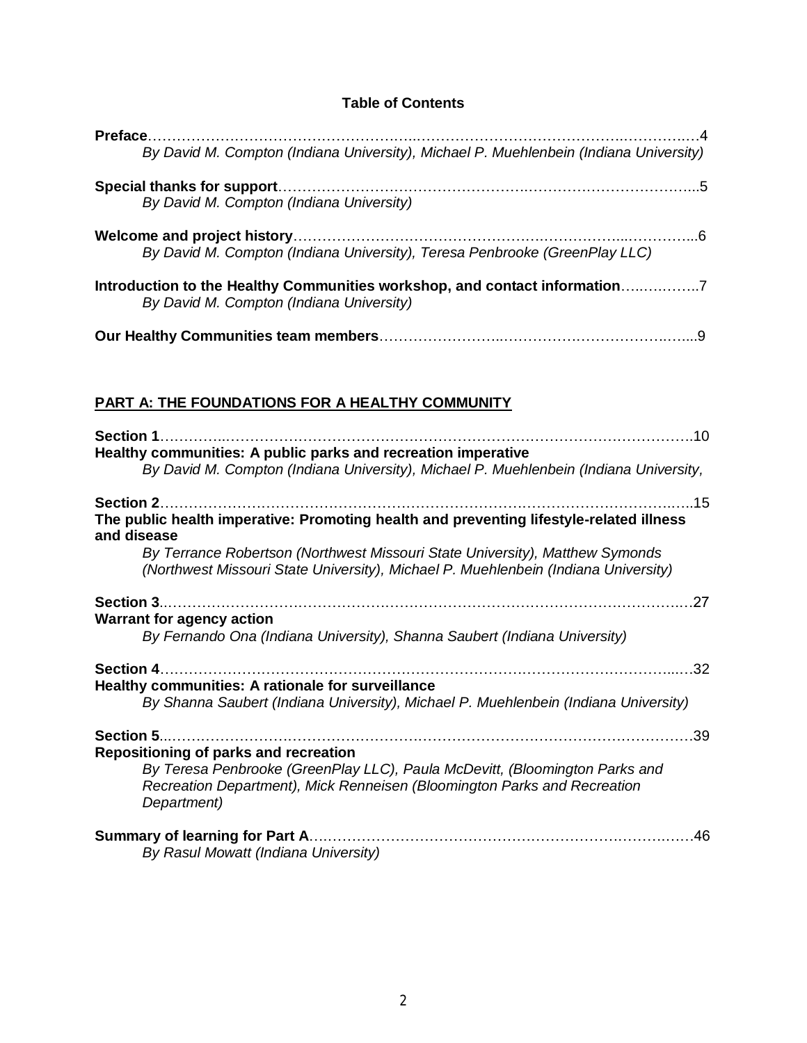# Table of Contents

**Preface**……………………………………………………………………………………………4
*By David M. Compton (Indiana University), Michael P. Muehlenbein (Indiana University)*

**Special thanks for support**…………………………………………………………………………5
*By David M. Compton (Indiana University)*

**Welcome and project history**………………………………………………………………………6
*By David M. Compton (Indiana University), Teresa Penbrooke (GreenPlay LLC)*

**Introduction to the Healthy Communities workshop, and contact information**……………7
*By David M. Compton (Indiana University)*

**Our Healthy Communities team members**……………………………………………………9

## PART A: THE FOUNDATIONS FOR A HEALTHY COMMUNITY

**Section 1**……………………………………………………………………………………………10
**Healthy communities: A public parks and recreation imperative**
*By David M. Compton (Indiana University), Michael P. Muehlenbein (Indiana University,*

**Section 2**……………………………………………………………………………………………15
**The public health imperative: Promoting health and preventing lifestyle-related illness and disease**
*By Terrance Robertson (Northwest Missouri State University), Matthew Symonds (Northwest Missouri State University), Michael P. Muehlenbein (Indiana University)*

**Section 3**……………………………………………………………………………………………27
**Warrant for agency action**
*By Fernando Ona (Indiana University), Shanna Saubert (Indiana University)*

**Section 4**……………………………………………………………………………………………32
**Healthy communities: A rationale for surveillance**
*By Shanna Saubert (Indiana University), Michael P. Muehlenbein (Indiana University)*

**Section 5**……………………………………………………………………………………………39
**Repositioning of parks and recreation**
*By Teresa Penbrooke (GreenPlay LLC), Paula McDevitt, (Bloomington Parks and Recreation Department), Mick Renneisen (Bloomington Parks and Recreation Department)*

**Summary of learning for Part A**…………………………………………………………………46
*By Rasul Mowatt (Indiana University)*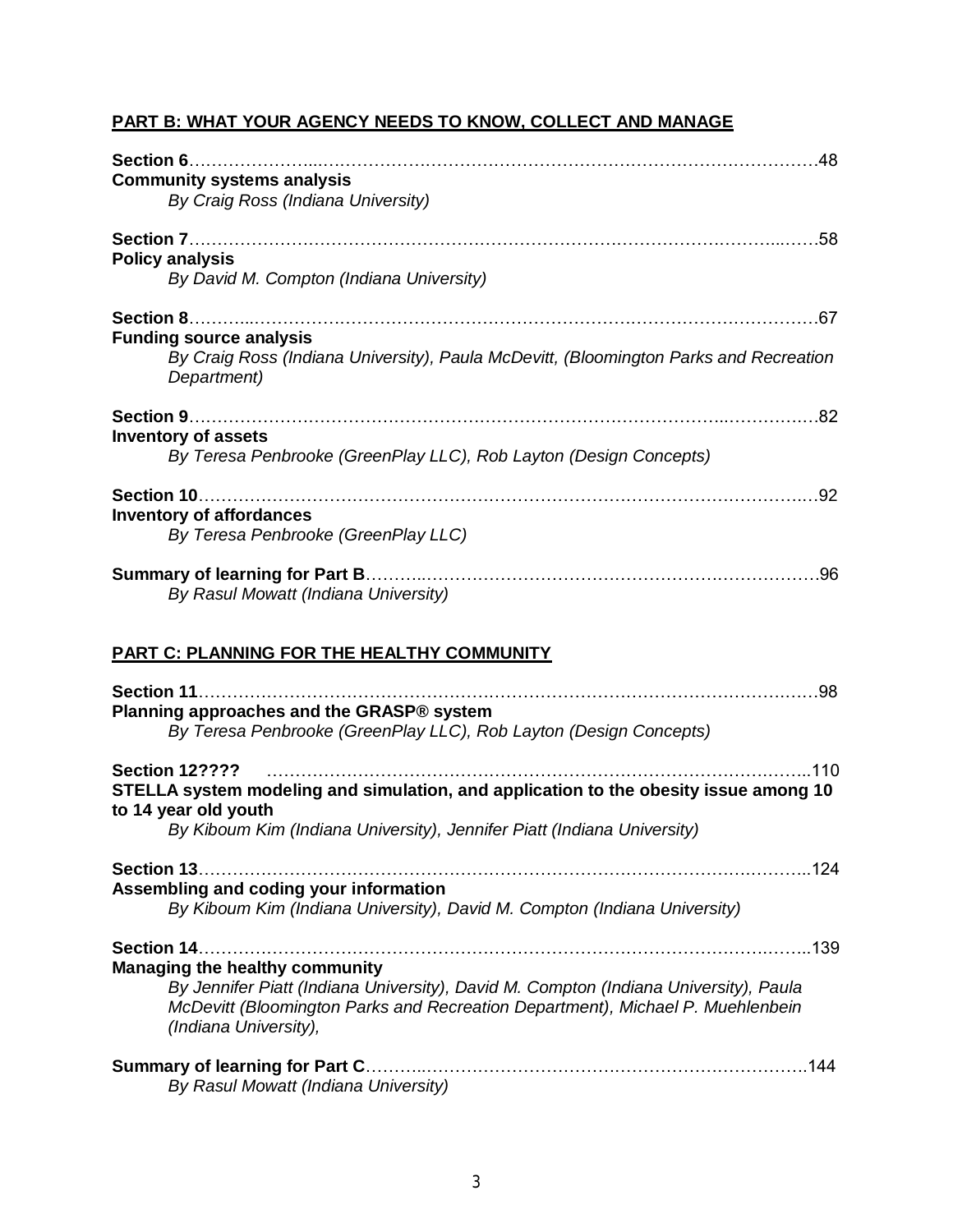## PART B: WHAT YOUR AGENCY NEEDS TO KNOW, COLLECT AND MANAGE

**Section 6**……………………………………………………………………………………………48
**Community systems analysis**
*By Craig Ross (Indiana University)*

**Section 7**……………………………………………………………………………………………58
**Policy analysis**
*By David M. Compton (Indiana University)*

**Section 8**……………………………………………………………………………………………67
**Funding source analysis**
*By Craig Ross (Indiana University), Paula McDevitt, (Bloomington Parks and Recreation Department)*

**Section 9**……………………………………………………………………………………………82
**Inventory of assets**
*By Teresa Penbrooke (GreenPlay LLC), Rob Layton (Design Concepts)*

**Section 10**……………………………………………………………………………………………92
**Inventory of affordances**
*By Teresa Penbrooke (GreenPlay LLC)*

**Summary of learning for Part B**…………………………………………………………………96
*By Rasul Mowatt (Indiana University)*

## PART C: PLANNING FOR THE HEALTHY COMMUNITY

**Section 11**……………………………………………………………………………………………98
**Planning approaches and the GRASP® system**
*By Teresa Penbrooke (GreenPlay LLC), Rob Layton (Design Concepts)*

**Section 12????** ……………………………………………………………………………………110
**STELLA system modeling and simulation, and application to the obesity issue among 10 to 14 year old youth**
*By Kiboum Kim (Indiana University), Jennifer Piatt (Indiana University)*

**Section 13**……………………………………………………………………………………………124
**Assembling and coding your information**
*By Kiboum Kim (Indiana University), David M. Compton (Indiana University)*

**Section 14**……………………………………………………………………………………………139
**Managing the healthy community**
*By Jennifer Piatt (Indiana University), David M. Compton (Indiana University), Paula McDevitt (Bloomington Parks and Recreation Department), Michael P. Muehlenbein (Indiana University),*

**Summary of learning for Part C**…………………………………………………………………144
*By Rasul Mowatt (Indiana University)*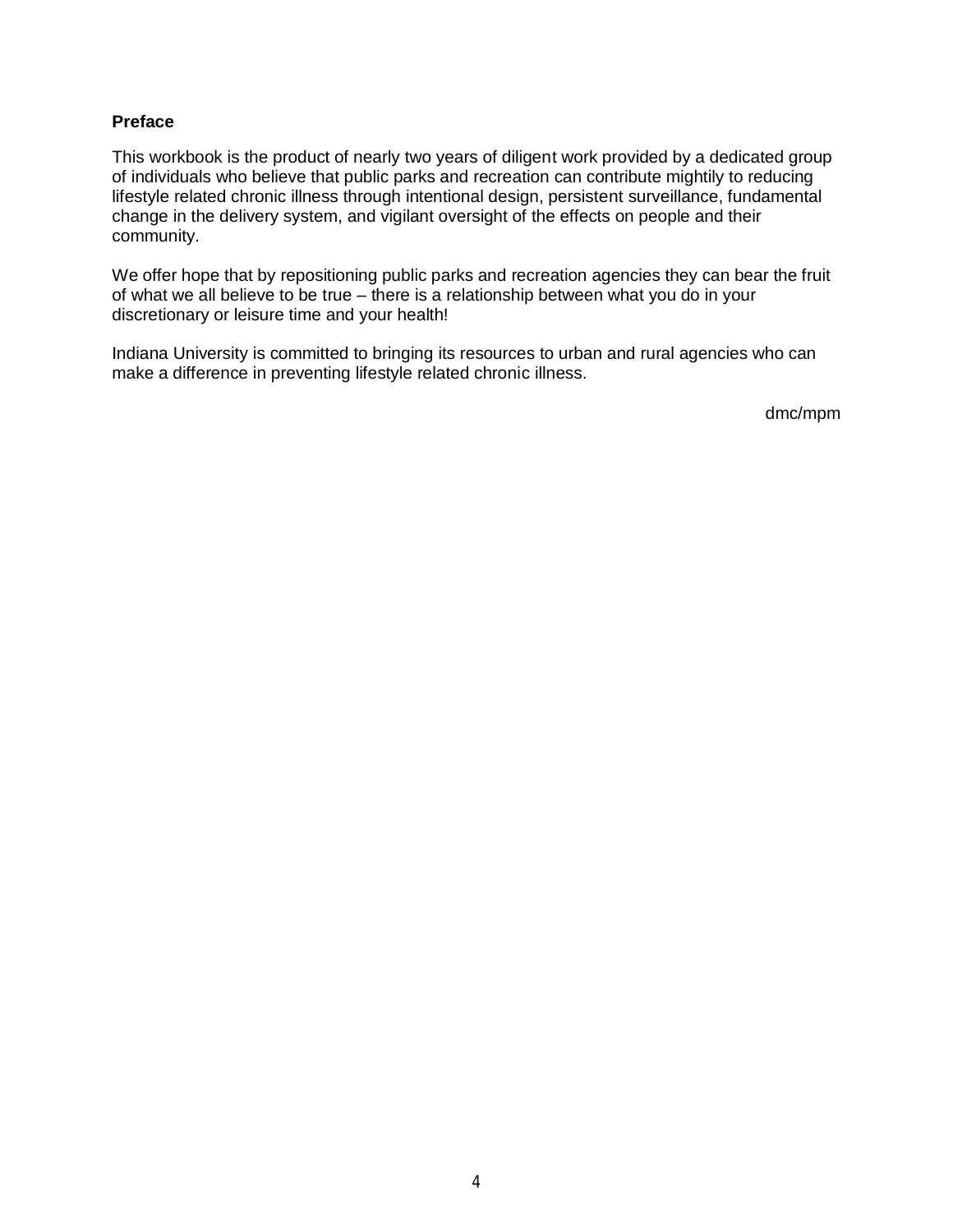## Preface

This workbook is the product of nearly two years of diligent work provided by a dedicated group of individuals who believe that public parks and recreation can contribute mightily to reducing lifestyle related chronic illness through intentional design, persistent surveillance, fundamental change in the delivery system, and vigilant oversight of the effects on people and their community.

We offer hope that by repositioning public parks and recreation agencies they can bear the fruit of what we all believe to be true – there is a relationship between what you do in your discretionary or leisure time and your health!

Indiana University is committed to bringing its resources to urban and rural agencies who can make a difference in preventing lifestyle related chronic illness.

dmc/mpm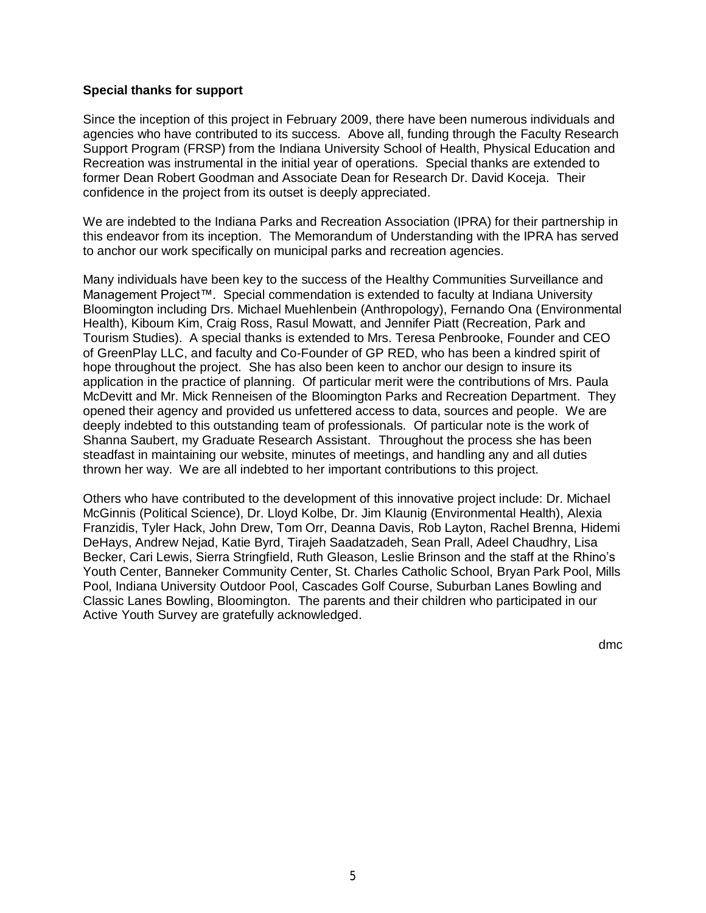**Special thanks for support**

Since the inception of this project in February 2009, there have been numerous individuals and agencies who have contributed to its success. Above all, funding through the Faculty Research Support Program (FRSP) from the Indiana University School of Health, Physical Education and Recreation was instrumental in the initial year of operations. Special thanks are extended to former Dean Robert Goodman and Associate Dean for Research Dr. David Koceja. Their confidence in the project from its outset is deeply appreciated.

We are indebted to the Indiana Parks and Recreation Association (IPRA) for their partnership in this endeavor from its inception. The Memorandum of Understanding with the IPRA has served to anchor our work specifically on municipal parks and recreation agencies.

Many individuals have been key to the success of the Healthy Communities Surveillance and Management Project™. Special commendation is extended to faculty at Indiana University Bloomington including Drs. Michael Muehlenbein (Anthropology), Fernando Ona (Environmental Health), Kiboum Kim, Craig Ross, Rasul Mowatt, and Jennifer Piatt (Recreation, Park and Tourism Studies). A special thanks is extended to Mrs. Teresa Penbrooke, Founder and CEO of GreenPlay LLC, and faculty and Co-Founder of GP RED, who has been a kindred spirit of hope throughout the project. She has also been keen to anchor our design to insure its application in the practice of planning. Of particular merit were the contributions of Mrs. Paula McDevitt and Mr. Mick Renneisen of the Bloomington Parks and Recreation Department. They opened their agency and provided us unfettered access to data, sources and people. We are deeply indebted to this outstanding team of professionals. Of particular note is the work of Shanna Saubert, my Graduate Research Assistant. Throughout the process she has been steadfast in maintaining our website, minutes of meetings, and handling any and all duties thrown her way. We are all indebted to her important contributions to this project.

Others who have contributed to the development of this innovative project include: Dr. Michael McGinnis (Political Science), Dr. Lloyd Kolbe, Dr. Jim Klaunig (Environmental Health), Alexia Franzidis, Tyler Hack, John Drew, Tom Orr, Deanna Davis, Rob Layton, Rachel Brenna, Hidemi DeHays, Andrew Nejad, Katie Byrd, Tirajeh Saadatzadeh, Sean Prall, Adeel Chaudhry, Lisa Becker, Cari Lewis, Sierra Stringfield, Ruth Gleason, Leslie Brinson and the staff at the Rhino's Youth Center, Banneker Community Center, St. Charles Catholic School, Bryan Park Pool, Mills Pool, Indiana University Outdoor Pool, Cascades Golf Course, Suburban Lanes Bowling and Classic Lanes Bowling, Bloomington. The parents and their children who participated in our Active Youth Survey are gratefully acknowledged.

dmc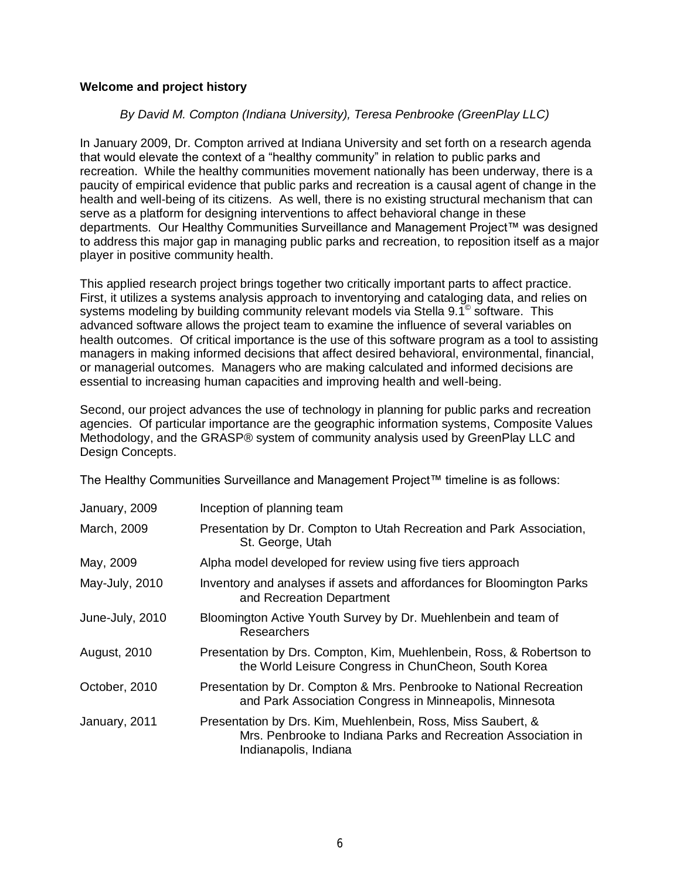**Welcome and project history**

*By David M. Compton (Indiana University), Teresa Penbrooke (GreenPlay LLC)*

In January 2009, Dr. Compton arrived at Indiana University and set forth on a research agenda that would elevate the context of a “healthy community” in relation to public parks and recreation. While the healthy communities movement nationally has been underway, there is a paucity of empirical evidence that public parks and recreation is a causal agent of change in the health and well-being of its citizens. As well, there is no existing structural mechanism that can serve as a platform for designing interventions to affect behavioral change in these departments. Our Healthy Communities Surveillance and Management Project™ was designed to address this major gap in managing public parks and recreation, to reposition itself as a major player in positive community health.

This applied research project brings together two critically important parts to affect practice. First, it utilizes a systems analysis approach to inventorying and cataloging data, and relies on systems modeling by building community relevant models via Stella 9.1© software. This advanced software allows the project team to examine the influence of several variables on health outcomes. Of critical importance is the use of this software program as a tool to assisting managers in making informed decisions that affect desired behavioral, environmental, financial, or managerial outcomes. Managers who are making calculated and informed decisions are essential to increasing human capacities and improving health and well-being.

Second, our project advances the use of technology in planning for public parks and recreation agencies. Of particular importance are the geographic information systems, Composite Values Methodology, and the GRASP® system of community analysis used by GreenPlay LLC and Design Concepts.

The Healthy Communities Surveillance and Management Project™ timeline is as follows:

| | |
|---|---|
| January, 2009 | Inception of planning team |
| March, 2009 | Presentation by Dr. Compton to Utah Recreation and Park Association, St. George, Utah |
| May, 2009 | Alpha model developed for review using five tiers approach |
| May-July, 2010 | Inventory and analyses if assets and affordances for Bloomington Parks and Recreation Department |
| June-July, 2010 | Bloomington Active Youth Survey by Dr. Muehlenbein and team of Researchers |
| August, 2010 | Presentation by Drs. Compton, Kim, Muehlenbein, Ross, & Robertson to the World Leisure Congress in ChunCheon, South Korea |
| October, 2010 | Presentation by Dr. Compton & Mrs. Penbrooke to National Recreation and Park Association Congress in Minneapolis, Minnesota |
| January, 2011 | Presentation by Drs. Kim, Muehlenbein, Ross, Miss Saubert, & Mrs. Penbrooke to Indiana Parks and Recreation Association in Indianapolis, Indiana |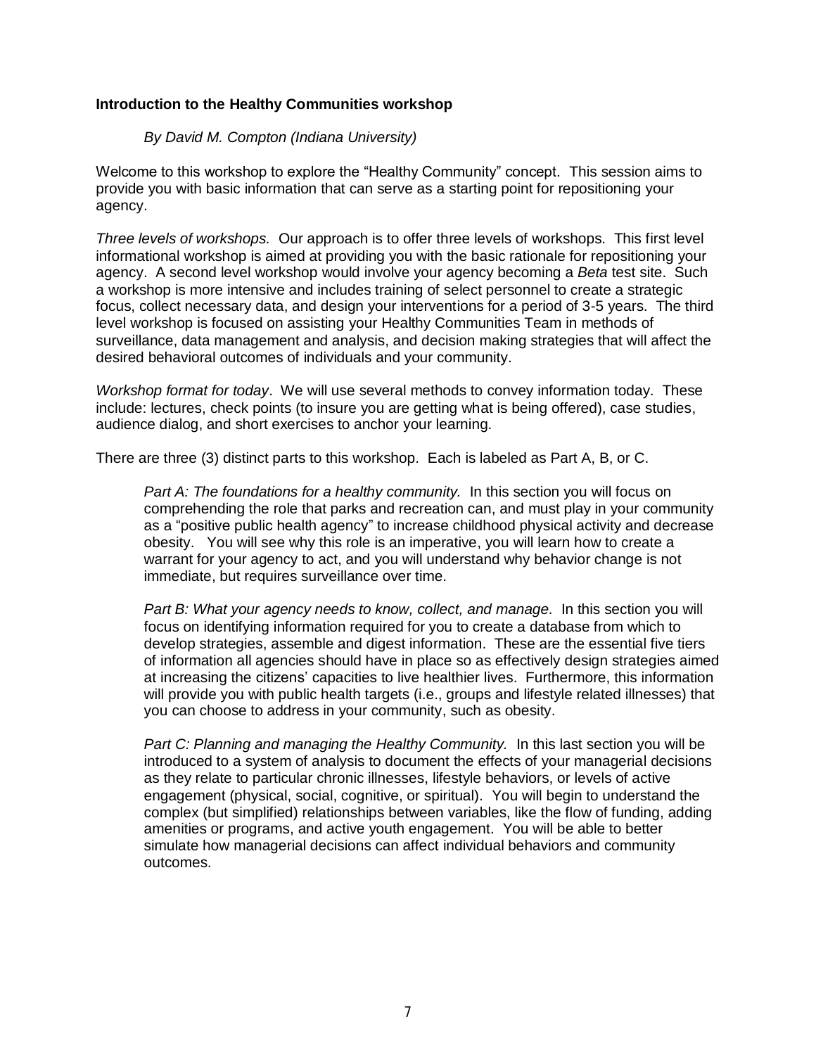**Introduction to the Healthy Communities workshop**

*By David M. Compton (Indiana University)*

Welcome to this workshop to explore the "Healthy Community" concept. This session aims to provide you with basic information that can serve as a starting point for repositioning your agency.

*Three levels of workshops.* Our approach is to offer three levels of workshops. This first level informational workshop is aimed at providing you with the basic rationale for repositioning your agency. A second level workshop would involve your agency becoming a *Beta* test site. Such a workshop is more intensive and includes training of select personnel to create a strategic focus, collect necessary data, and design your interventions for a period of 3-5 years. The third level workshop is focused on assisting your Healthy Communities Team in methods of surveillance, data management and analysis, and decision making strategies that will affect the desired behavioral outcomes of individuals and your community.

*Workshop format for today*. We will use several methods to convey information today. These include: lectures, check points (to insure you are getting what is being offered), case studies, audience dialog, and short exercises to anchor your learning.

There are three (3) distinct parts to this workshop. Each is labeled as Part A, B, or C.

> *Part A: The foundations for a healthy community.* In this section you will focus on comprehending the role that parks and recreation can, and must play in your community as a "positive public health agency" to increase childhood physical activity and decrease obesity. You will see why this role is an imperative, you will learn how to create a warrant for your agency to act, and you will understand why behavior change is not immediate, but requires surveillance over time.
>
> *Part B: What your agency needs to know, collect, and manage.* In this section you will focus on identifying information required for you to create a database from which to develop strategies, assemble and digest information. These are the essential five tiers of information all agencies should have in place so as effectively design strategies aimed at increasing the citizens' capacities to live healthier lives. Furthermore, this information will provide you with public health targets (i.e., groups and lifestyle related illnesses) that you can choose to address in your community, such as obesity.
>
> *Part C: Planning and managing the Healthy Community.* In this last section you will be introduced to a system of analysis to document the effects of your managerial decisions as they relate to particular chronic illnesses, lifestyle behaviors, or levels of active engagement (physical, social, cognitive, or spiritual). You will begin to understand the complex (but simplified) relationships between variables, like the flow of funding, adding amenities or programs, and active youth engagement. You will be able to better simulate how managerial decisions can affect individual behaviors and community outcomes.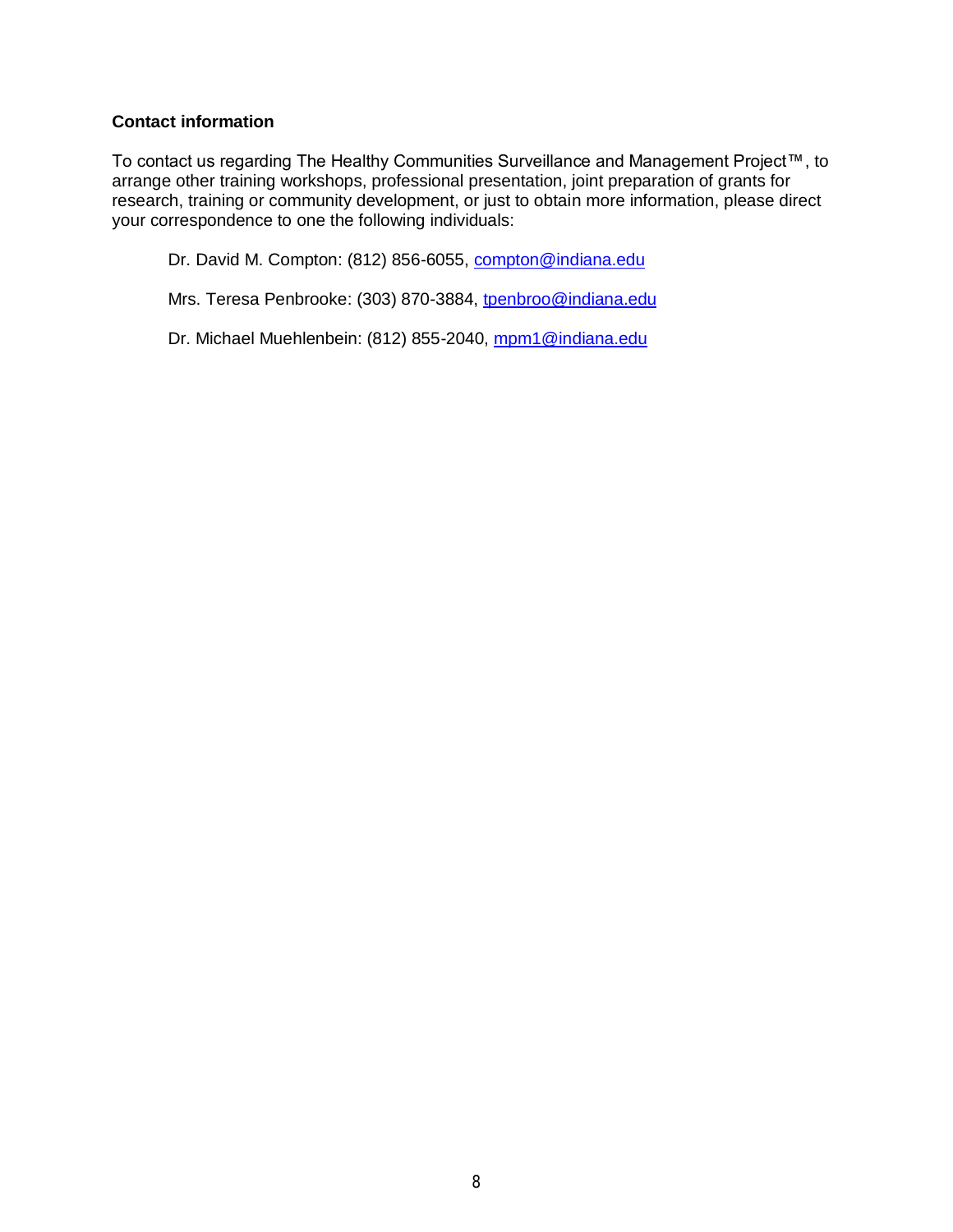**Contact information**

To contact us regarding The Healthy Communities Surveillance and Management Project™, to arrange other training workshops, professional presentation, joint preparation of grants for research, training or community development, or just to obtain more information, please direct your correspondence to one the following individuals:

Dr. David M. Compton: (812) 856-6055, compton@indiana.edu

Mrs. Teresa Penbrooke: (303) 870-3884, tpenbroo@indiana.edu

Dr. Michael Muehlenbein: (812) 855-2040, mpm1@indiana.edu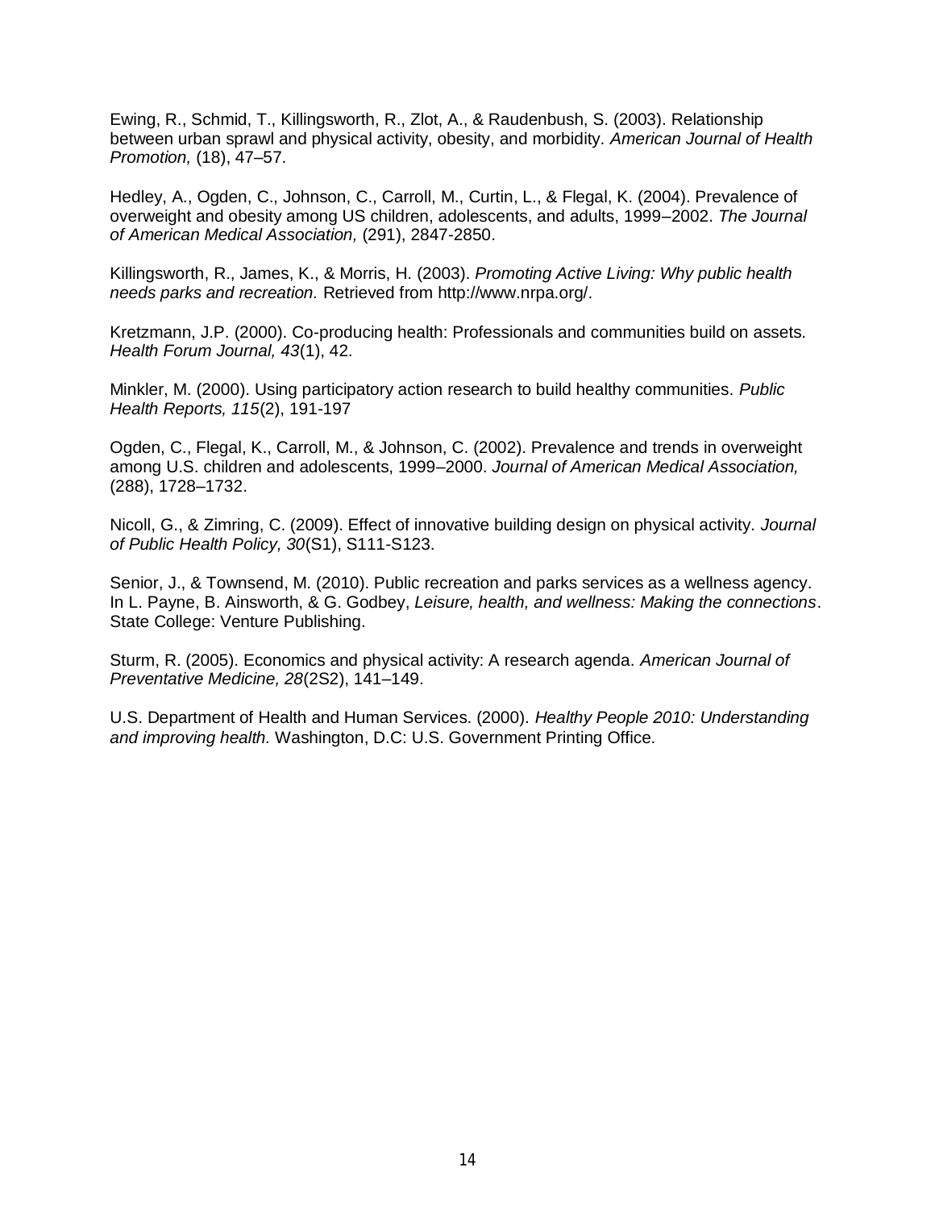Ewing, R., Schmid, T., Killingsworth, R., Zlot, A., & Raudenbush, S. (2003). Relationship between urban sprawl and physical activity, obesity, and morbidity. *American Journal of Health Promotion,* (18), 47–57.

Hedley, A., Ogden, C., Johnson, C., Carroll, M., Curtin, L., & Flegal, K. (2004). Prevalence of overweight and obesity among US children, adolescents, and adults, 1999–2002. *The Journal of American Medical Association,* (291), 2847-2850.

Killingsworth, R., James, K., & Morris, H. (2003). *Promoting Active Living: Why public health needs parks and recreation.* Retrieved from http://www.nrpa.org/.

Kretzmann, J.P. (2000). Co-producing health: Professionals and communities build on assets. *Health Forum Journal, 43*(1), 42.

Minkler, M. (2000). Using participatory action research to build healthy communities. *Public Health Reports, 115*(2), 191-197

Ogden, C., Flegal, K., Carroll, M., & Johnson, C. (2002). Prevalence and trends in overweight among U.S. children and adolescents, 1999–2000. *Journal of American Medical Association,* (288), 1728–1732.

Nicoll, G., & Zimring, C. (2009). Effect of innovative building design on physical activity. *Journal of Public Health Policy, 30*(S1), S111-S123.

Senior, J., & Townsend, M. (2010). Public recreation and parks services as a wellness agency. In L. Payne, B. Ainsworth, & G. Godbey, *Leisure, health, and wellness: Making the connections*. State College: Venture Publishing.

Sturm, R. (2005). Economics and physical activity: A research agenda. *American Journal of Preventative Medicine, 28*(2S2), 141–149.

U.S. Department of Health and Human Services. (2000). *Healthy People 2010: Understanding and improving health.* Washington, D.C: U.S. Government Printing Office.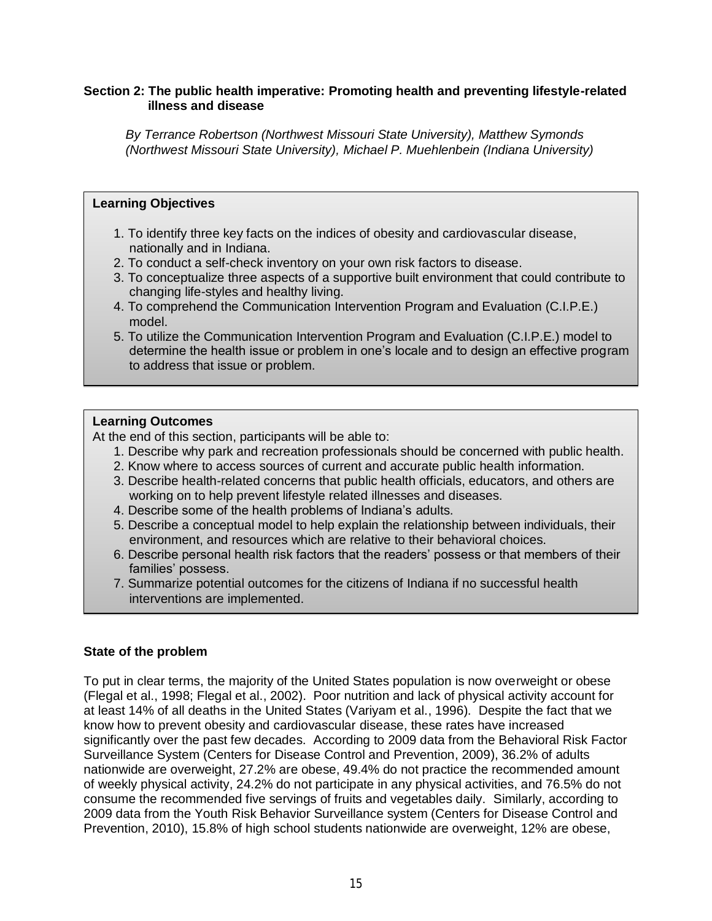## Section 2: The public health imperative: Promoting health and preventing lifestyle-related illness and disease

*By Terrance Robertson (Northwest Missouri State University), Matthew Symonds (Northwest Missouri State University), Michael P. Muehlenbein (Indiana University)*

**Learning Objectives**

1. To identify three key facts on the indices of obesity and cardiovascular disease, nationally and in Indiana.
2. To conduct a self-check inventory on your own risk factors to disease.
3. To conceptualize three aspects of a supportive built environment that could contribute to changing life-styles and healthy living.
4. To comprehend the Communication Intervention Program and Evaluation (C.I.P.E.) model.
5. To utilize the Communication Intervention Program and Evaluation (C.I.P.E.) model to determine the health issue or problem in one's locale and to design an effective program to address that issue or problem.

**Learning Outcomes**

At the end of this section, participants will be able to:

1. Describe why park and recreation professionals should be concerned with public health.
2. Know where to access sources of current and accurate public health information.
3. Describe health-related concerns that public health officials, educators, and others are working on to help prevent lifestyle related illnesses and diseases.
4. Describe some of the health problems of Indiana's adults.
5. Describe a conceptual model to help explain the relationship between individuals, their environment, and resources which are relative to their behavioral choices.
6. Describe personal health risk factors that the readers' possess or that members of their families' possess.
7. Summarize potential outcomes for the citizens of Indiana if no successful health interventions are implemented.

### State of the problem

To put in clear terms, the majority of the United States population is now overweight or obese (Flegal et al., 1998; Flegal et al., 2002). Poor nutrition and lack of physical activity account for at least 14% of all deaths in the United States (Variyam et al., 1996). Despite the fact that we know how to prevent obesity and cardiovascular disease, these rates have increased significantly over the past few decades. According to 2009 data from the Behavioral Risk Factor Surveillance System (Centers for Disease Control and Prevention, 2009), 36.2% of adults nationwide are overweight, 27.2% are obese, 49.4% do not practice the recommended amount of weekly physical activity, 24.2% do not participate in any physical activities, and 76.5% do not consume the recommended five servings of fruits and vegetables daily. Similarly, according to 2009 data from the Youth Risk Behavior Surveillance system (Centers for Disease Control and Prevention, 2010), 15.8% of high school students nationwide are overweight, 12% are obese,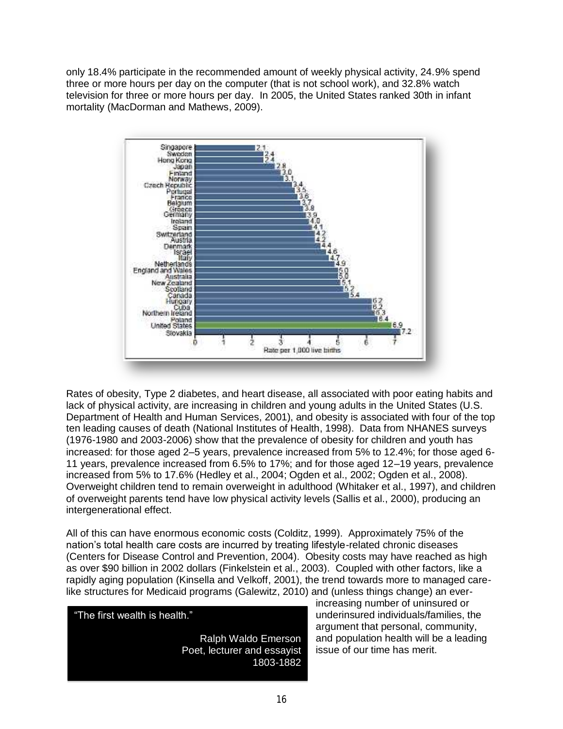only 18.4% participate in the recommended amount of weekly physical activity, 24.9% spend three or more hours per day on the computer (that is not school work), and 32.8% watch television for three or more hours per day. In 2005, the United States ranked 30th in infant mortality (MacDorman and Mathews, 2009).

Rates of obesity, Type 2 diabetes, and heart disease, all associated with poor eating habits and lack of physical activity, are increasing in children and young adults in the United States (U.S. Department of Health and Human Services, 2001), and obesity is associated with four of the top ten leading causes of death (National Institutes of Health, 1998). Data from NHANES surveys (1976-1980 and 2003-2006) show that the prevalence of obesity for children and youth has increased: for those aged 2–5 years, prevalence increased from 5% to 12.4%; for those aged 6-11 years, prevalence increased from 6.5% to 17%; and for those aged 12–19 years, prevalence increased from 5% to 17.6% (Hedley et al., 2004; Ogden et al., 2002; Ogden et al., 2008). Overweight children tend to remain overweight in adulthood (Whitaker et al., 1997), and children of overweight parents tend have low physical activity levels (Sallis et al., 2000), producing an intergenerational effect.

All of this can have enormous economic costs (Colditz, 1999). Approximately 75% of the nation's total health care costs are incurred by treating lifestyle-related chronic diseases (Centers for Disease Control and Prevention, 2004). Obesity costs may have reached as high as over $90 billion in 2002 dollars (Finkelstein et al., 2003). Coupled with other factors, like a rapidly aging population (Kinsella and Velkoff, 2001), the trend towards more to managed care-like structures for Medicaid programs (Galewitz, 2010) and (unless things change) an ever-increasing number of uninsured or underinsured individuals/families, the argument that personal, community, and population health will be a leading issue of our time has merit.

> "The first wealth is health."
>
> Ralph Waldo Emerson
> Poet, lecturer and essayist
> 1803-1882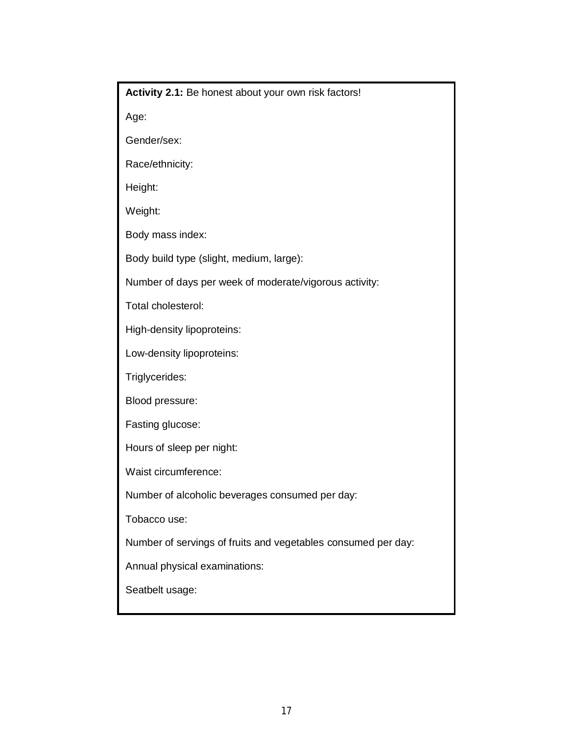**Activity 2.1:** Be honest about your own risk factors!

Age:

Gender/sex:

Race/ethnicity:

Height:

Weight:

Body mass index:

Body build type (slight, medium, large):

Number of days per week of moderate/vigorous activity:

Total cholesterol:

High-density lipoproteins:

Low-density lipoproteins:

Triglycerides:

Blood pressure:

Fasting glucose:

Hours of sleep per night:

Waist circumference:

Number of alcoholic beverages consumed per day:

Tobacco use:

Number of servings of fruits and vegetables consumed per day:

Annual physical examinations:

Seatbelt usage: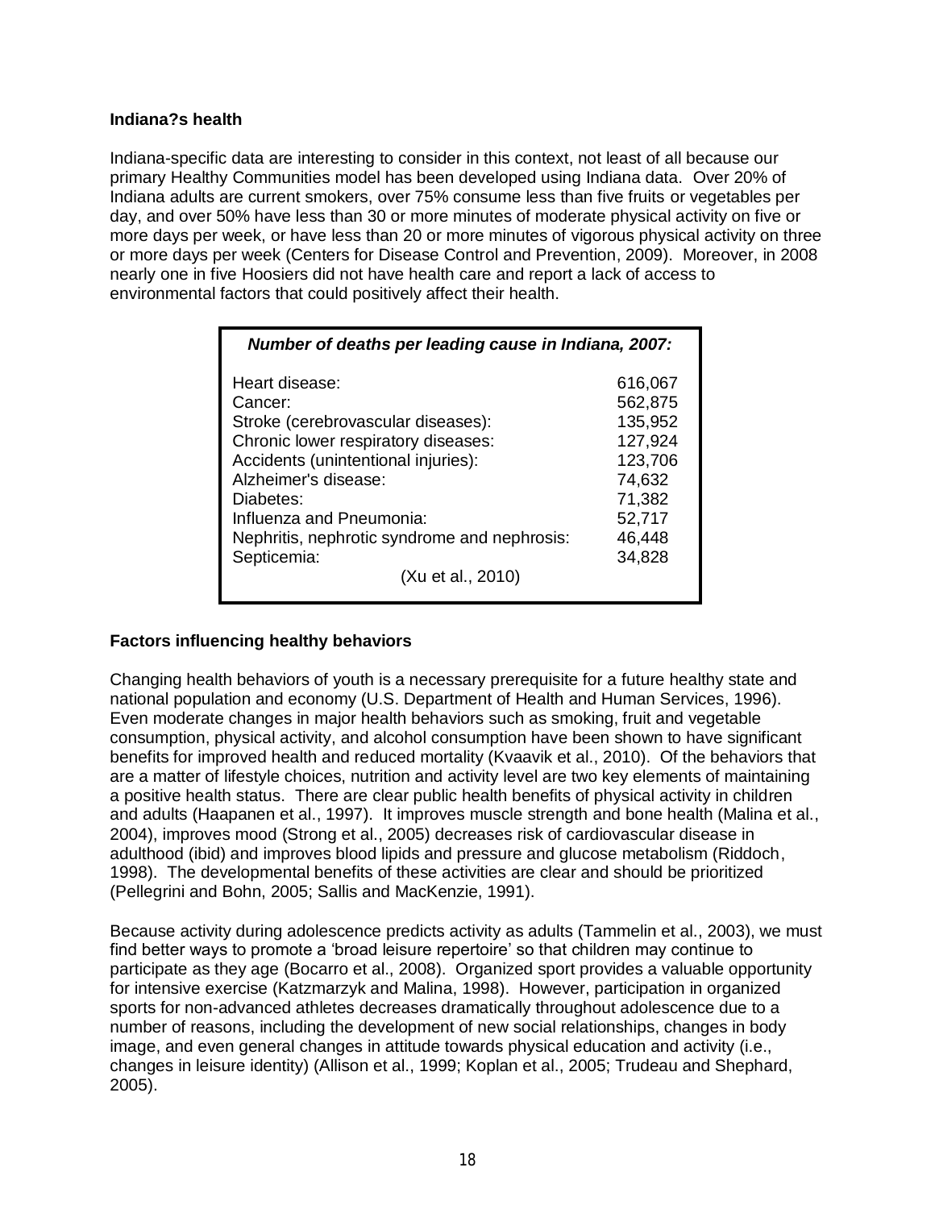**Indiana?s health**

Indiana-specific data are interesting to consider in this context, not least of all because our primary Healthy Communities model has been developed using Indiana data. Over 20% of Indiana adults are current smokers, over 75% consume less than five fruits or vegetables per day, and over 50% have less than 30 or more minutes of moderate physical activity on five or more days per week, or have less than 20 or more minutes of vigorous physical activity on three or more days per week (Centers for Disease Control and Prevention, 2009). Moreover, in 2008 nearly one in five Hoosiers did not have health care and report a lack of access to environmental factors that could positively affect their health.

| ***Number of deaths per leading cause in Indiana, 2007:*** | |
|---|---|
| Heart disease: | 616,067 |
| Cancer: | 562,875 |
| Stroke (cerebrovascular diseases): | 135,952 |
| Chronic lower respiratory diseases: | 127,924 |
| Accidents (unintentional injuries): | 123,706 |
| Alzheimer's disease: | 74,632 |
| Diabetes: | 71,382 |
| Influenza and Pneumonia: | 52,717 |
| Nephritis, nephrotic syndrome and nephrosis: | 46,448 |
| Septicemia: | 34,828 |
| (Xu et al., 2010) | |

**Factors influencing healthy behaviors**

Changing health behaviors of youth is a necessary prerequisite for a future healthy state and national population and economy (U.S. Department of Health and Human Services, 1996). Even moderate changes in major health behaviors such as smoking, fruit and vegetable consumption, physical activity, and alcohol consumption have been shown to have significant benefits for improved health and reduced mortality (Kvaavik et al., 2010). Of the behaviors that are a matter of lifestyle choices, nutrition and activity level are two key elements of maintaining a positive health status. There are clear public health benefits of physical activity in children and adults (Haapanen et al., 1997). It improves muscle strength and bone health (Malina et al., 2004), improves mood (Strong et al., 2005) decreases risk of cardiovascular disease in adulthood (ibid) and improves blood lipids and pressure and glucose metabolism (Riddoch, 1998). The developmental benefits of these activities are clear and should be prioritized (Pellegrini and Bohn, 2005; Sallis and MacKenzie, 1991).

Because activity during adolescence predicts activity as adults (Tammelin et al., 2003), we must find better ways to promote a 'broad leisure repertoire' so that children may continue to participate as they age (Bocarro et al., 2008). Organized sport provides a valuable opportunity for intensive exercise (Katzmarzyk and Malina, 1998). However, participation in organized sports for non-advanced athletes decreases dramatically throughout adolescence due to a number of reasons, including the development of new social relationships, changes in body image, and even general changes in attitude towards physical education and activity (i.e., changes in leisure identity) (Allison et al., 1999; Koplan et al., 2005; Trudeau and Shephard, 2005).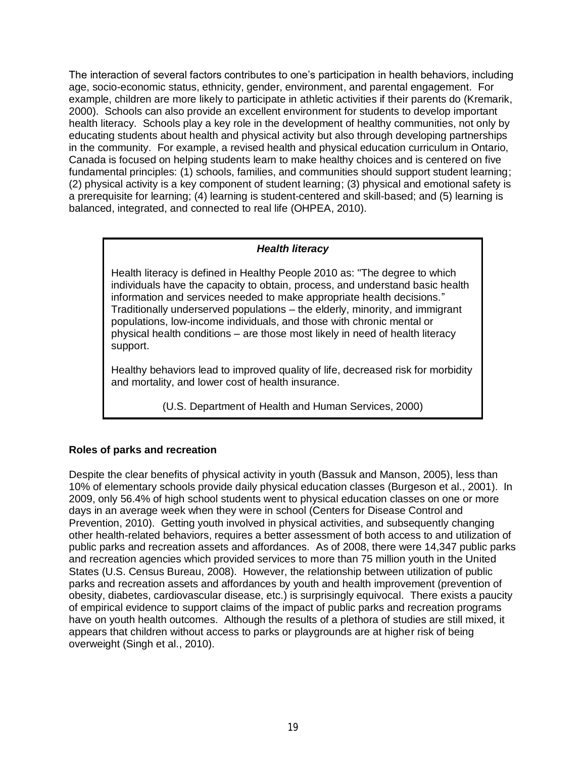The interaction of several factors contributes to one's participation in health behaviors, including age, socio-economic status, ethnicity, gender, environment, and parental engagement. For example, children are more likely to participate in athletic activities if their parents do (Kremarik, 2000). Schools can also provide an excellent environment for students to develop important health literacy. Schools play a key role in the development of healthy communities, not only by educating students about health and physical activity but also through developing partnerships in the community. For example, a revised health and physical education curriculum in Ontario, Canada is focused on helping students learn to make healthy choices and is centered on five fundamental principles: (1) schools, families, and communities should support student learning; (2) physical activity is a key component of student learning; (3) physical and emotional safety is a prerequisite for learning; (4) learning is student-centered and skill-based; and (5) learning is balanced, integrated, and connected to real life (OHPEA, 2010).

> ***Health literacy***
>
> Health literacy is defined in Healthy People 2010 as: "The degree to which individuals have the capacity to obtain, process, and understand basic health information and services needed to make appropriate health decisions." Traditionally underserved populations – the elderly, minority, and immigrant populations, low-income individuals, and those with chronic mental or physical health conditions – are those most likely in need of health literacy support.
>
> Healthy behaviors lead to improved quality of life, decreased risk for morbidity and mortality, and lower cost of health insurance.
>
> (U.S. Department of Health and Human Services, 2000)

**Roles of parks and recreation**

Despite the clear benefits of physical activity in youth (Bassuk and Manson, 2005), less than 10% of elementary schools provide daily physical education classes (Burgeson et al., 2001). In 2009, only 56.4% of high school students went to physical education classes on one or more days in an average week when they were in school (Centers for Disease Control and Prevention, 2010). Getting youth involved in physical activities, and subsequently changing other health-related behaviors, requires a better assessment of both access to and utilization of public parks and recreation assets and affordances. As of 2008, there were 14,347 public parks and recreation agencies which provided services to more than 75 million youth in the United States (U.S. Census Bureau, 2008). However, the relationship between utilization of public parks and recreation assets and affordances by youth and health improvement (prevention of obesity, diabetes, cardiovascular disease, etc.) is surprisingly equivocal. There exists a paucity of empirical evidence to support claims of the impact of public parks and recreation programs have on youth health outcomes. Although the results of a plethora of studies are still mixed, it appears that children without access to parks or playgrounds are at higher risk of being overweight (Singh et al., 2010).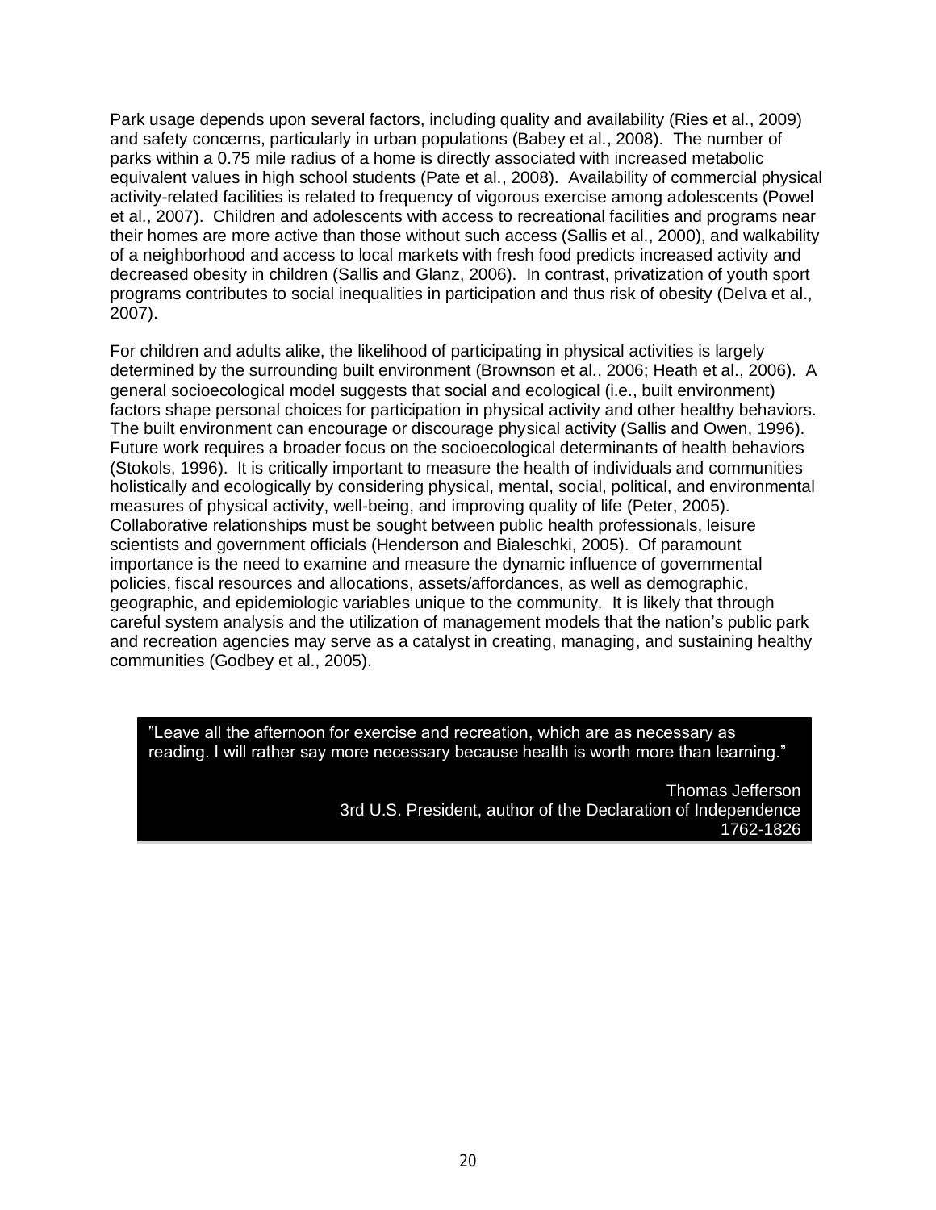Park usage depends upon several factors, including quality and availability (Ries et al., 2009) and safety concerns, particularly in urban populations (Babey et al., 2008). The number of parks within a 0.75 mile radius of a home is directly associated with increased metabolic equivalent values in high school students (Pate et al., 2008). Availability of commercial physical activity-related facilities is related to frequency of vigorous exercise among adolescents (Powel et al., 2007). Children and adolescents with access to recreational facilities and programs near their homes are more active than those without such access (Sallis et al., 2000), and walkability of a neighborhood and access to local markets with fresh food predicts increased activity and decreased obesity in children (Sallis and Glanz, 2006). In contrast, privatization of youth sport programs contributes to social inequalities in participation and thus risk of obesity (Delva et al., 2007).

For children and adults alike, the likelihood of participating in physical activities is largely determined by the surrounding built environment (Brownson et al., 2006; Heath et al., 2006). A general socioecological model suggests that social and ecological (i.e., built environment) factors shape personal choices for participation in physical activity and other healthy behaviors. The built environment can encourage or discourage physical activity (Sallis and Owen, 1996). Future work requires a broader focus on the socioecological determinants of health behaviors (Stokols, 1996). It is critically important to measure the health of individuals and communities holistically and ecologically by considering physical, mental, social, political, and environmental measures of physical activity, well-being, and improving quality of life (Peter, 2005). Collaborative relationships must be sought between public health professionals, leisure scientists and government officials (Henderson and Bialeschki, 2005). Of paramount importance is the need to examine and measure the dynamic influence of governmental policies, fiscal resources and allocations, assets/affordances, as well as demographic, geographic, and epidemiologic variables unique to the community. It is likely that through careful system analysis and the utilization of management models that the nation's public park and recreation agencies may serve as a catalyst in creating, managing, and sustaining healthy communities (Godbey et al., 2005).

> "Leave all the afternoon for exercise and recreation, which are as necessary as reading. I will rather say more necessary because health is worth more than learning."
>
> Thomas Jefferson
> 3rd U.S. President, author of the Declaration of Independence
> 1762-1826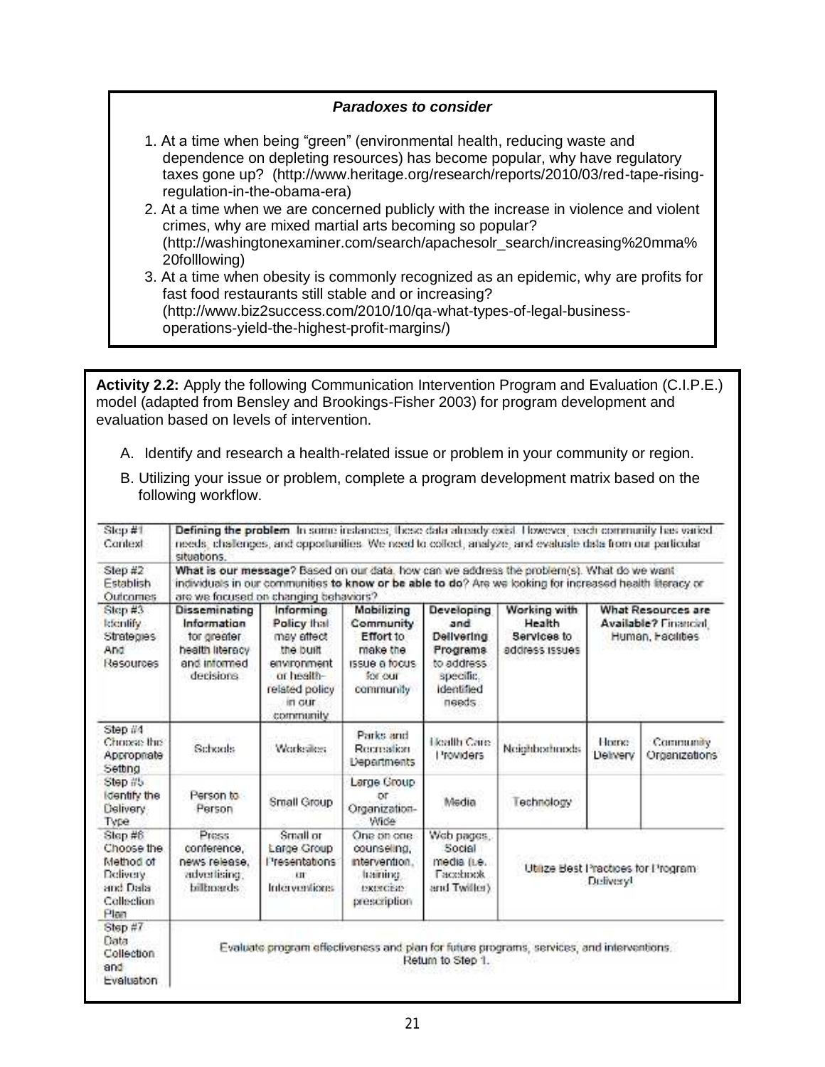***Paradoxes to consider***

1. At a time when being "green" (environmental health, reducing waste and dependence on depleting resources) has become popular, why have regulatory taxes gone up? (http://www.heritage.org/research/reports/2010/03/red-tape-rising-regulation-in-the-obama-era)
2. At a time when we are concerned publicly with the increase in violence and violent crimes, why are mixed martial arts becoming so popular? (http://washingtonexaminer.com/search/apachesolr_search/increasing%20mma%20folllowing)
3. At a time when obesity is commonly recognized as an epidemic, why are profits for fast food restaurants still stable and or increasing? (http://www.biz2success.com/2010/10/qa-what-types-of-legal-business-operations-yield-the-highest-profit-margins/)

**Activity 2.2:** Apply the following Communication Intervention Program and Evaluation (C.I.P.E.) model (adapted from Bensley and Brookings-Fisher 2003) for program development and evaluation based on levels of intervention.

A. Identify and research a health-related issue or problem in your community or region.

B. Utilizing your issue or problem, complete a program development matrix based on the following workflow.

| | | | | | | | |
|---|---|---|---|---|---|---|---|
| Step #1 Context | **Defining the problem**. In some instances, these data already exist. However, each community has varied needs, challenges, and opportunities. We need to collect, analyze, and evaluate data from our particular situations. | | | | | | |
| Step #2 Establish Outcomes | **What is our message?** Based on our data, how can we address the problem(s). What do we want individuals in our communities **to know or be able to do**? Are we looking for increased health literacy or are we focused on changing behaviors? | | | | | | |
| Step #3 Identify Strategies And Resources | **Disseminating Information** for greater health literacy and informed decisions | **Informing Policy** that may affect the built environment or health-related policy in our community | **Mobilizing Community Effort** to make the issue a focus for our community | **Developing and Delivering Programs** to address specific, identified needs | **Working with Health Services** to address issues | **What Resources are Available?** Financial, Human, Facilities | |
| Step #4 Choose the Appropriate Setting | Schools | Worksites | Parks and Recreation Departments | Health Care Providers | Neighborhoods | Home Delivery | Community Organizations |
| Step #5 Identify the Delivery Type | Person to Person | Small Group | Large Group or Organization-Wide | Media | Technology | | |
| Step #6 Choose the Method of Delivery and Data Collection Plan | Press conference, news release, advertising, billboards | Small or Large Group Presentations or Interventions | One on one counseling, intervention, training, exercise prescription | Web pages, Social media (i.e. Facebook and Twitter) | Utilize Best Practices for Program Delivery! | | |
| Step #7 Data Collection and Evaluation | Evaluate program effectiveness and plan for future programs, services, and interventions. Return to Step 1. | | | | | | |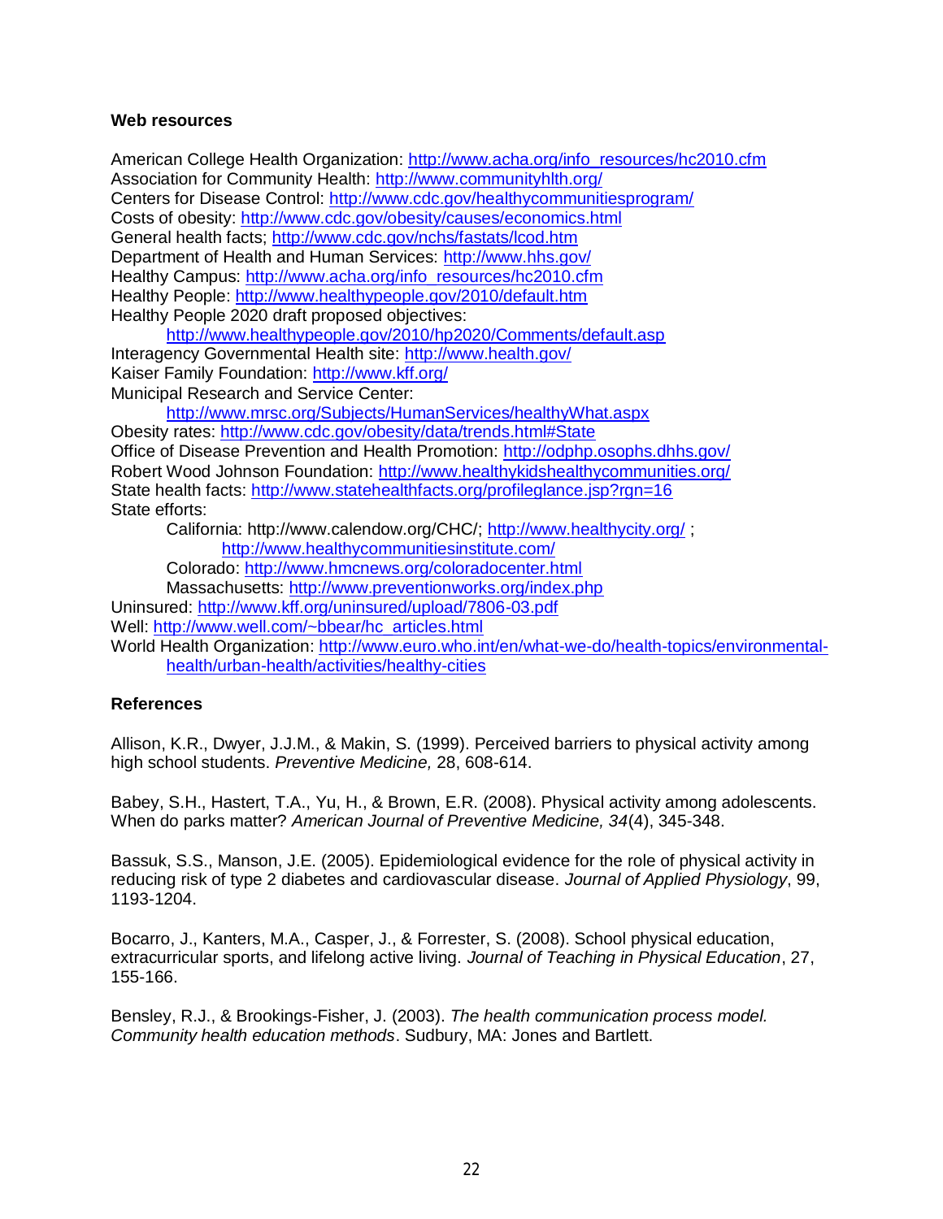### Web resources

American College Health Organization: http://www.acha.org/info_resources/hc2010.cfm
Association for Community Health: http://www.communityhlth.org/
Centers for Disease Control: http://www.cdc.gov/healthycommunitiesprogram/
Costs of obesity: http://www.cdc.gov/obesity/causes/economics.html
General health facts; http://www.cdc.gov/nchs/fastats/lcod.htm
Department of Health and Human Services: http://www.hhs.gov/
Healthy Campus: http://www.acha.org/info_resources/hc2010.cfm
Healthy People: http://www.healthypeople.gov/2010/default.htm
Healthy People 2020 draft proposed objectives:
    http://www.healthypeople.gov/2010/hp2020/Comments/default.asp
Interagency Governmental Health site: http://www.health.gov/
Kaiser Family Foundation: http://www.kff.org/
Municipal Research and Service Center:
    http://www.mrsc.org/Subjects/HumanServices/healthyWhat.aspx
Obesity rates: http://www.cdc.gov/obesity/data/trends.html#State
Office of Disease Prevention and Health Promotion: http://odphp.osophs.dhhs.gov/
Robert Wood Johnson Foundation: http://www.healthykidshealthycommunities.org/
State health facts: http://www.statehealthfacts.org/profileglance.jsp?rgn=16
State efforts:
    California: http://www.calendow.org/CHC/; http://www.healthycity.org/ ;
        http://www.healthycommunitiesinstitute.com/
    Colorado: http://www.hmcnews.org/coloradocenter.html
    Massachusetts: http://www.preventionworks.org/index.php
Uninsured: http://www.kff.org/uninsured/upload/7806-03.pdf
Well: http://www.well.com/~bbear/hc_articles.html
World Health Organization: http://www.euro.who.int/en/what-we-do/health-topics/environmental-health/urban-health/activities/healthy-cities

### References

Allison, K.R., Dwyer, J.J.M., & Makin, S. (1999). Perceived barriers to physical activity among high school students. *Preventive Medicine,* 28, 608-614.

Babey, S.H., Hastert, T.A., Yu, H., & Brown, E.R. (2008). Physical activity among adolescents. When do parks matter? *American Journal of Preventive Medicine, 34*(4), 345-348.

Bassuk, S.S., Manson, J.E. (2005). Epidemiological evidence for the role of physical activity in reducing risk of type 2 diabetes and cardiovascular disease. *Journal of Applied Physiology*, 99, 1193-1204.

Bocarro, J., Kanters, M.A., Casper, J., & Forrester, S. (2008). School physical education, extracurricular sports, and lifelong active living. *Journal of Teaching in Physical Education*, 27, 155-166.

Bensley, R.J., & Brookings-Fisher, J. (2003). *The health communication process model. Community health education methods*. Sudbury, MA: Jones and Bartlett.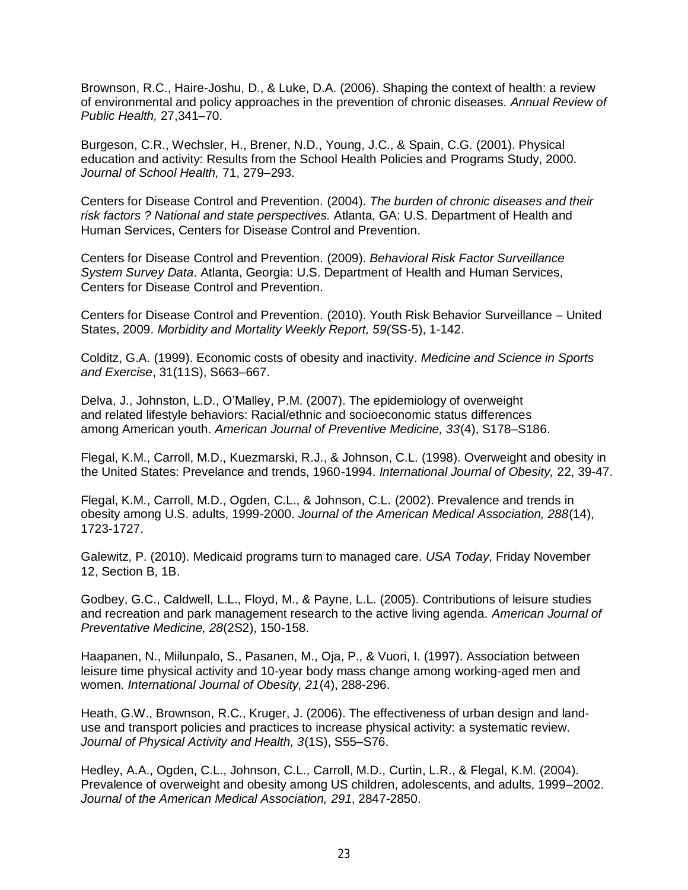Brownson, R.C., Haire-Joshu, D., & Luke, D.A. (2006). Shaping the context of health: a review of environmental and policy approaches in the prevention of chronic diseases. *Annual Review of Public Health,* 27,341–70.

Burgeson, C.R., Wechsler, H., Brener, N.D., Young, J.C., & Spain, C.G. (2001). Physical education and activity: Results from the School Health Policies and Programs Study, 2000. *Journal of School Health,* 71, 279–293.

Centers for Disease Control and Prevention. (2004). *The burden of chronic diseases and their risk factors ? National and state perspectives.* Atlanta, GA: U.S. Department of Health and Human Services, Centers for Disease Control and Prevention.

Centers for Disease Control and Prevention. (2009). *Behavioral Risk Factor Surveillance System Survey Data*. Atlanta, Georgia: U.S. Department of Health and Human Services, Centers for Disease Control and Prevention.

Centers for Disease Control and Prevention. (2010). Youth Risk Behavior Surveillance – United States, 2009. *Morbidity and Mortality Weekly Report, 59(*SS-5), 1-142.

Colditz, G.A. (1999). Economic costs of obesity and inactivity. *Medicine and Science in Sports and Exercise*, 31(11S), S663–667.

Delva, J., Johnston, L.D., O'Malley, P.M. (2007). The epidemiology of overweight and related lifestyle behaviors: Racial/ethnic and socioeconomic status differences among American youth. *American Journal of Preventive Medicine, 33*(4), S178–S186.

Flegal, K.M., Carroll, M.D., Kuezmarski, R.J., & Johnson, C.L. (1998). Overweight and obesity in the United States: Prevelance and trends, 1960-1994. *International Journal of Obesity,* 22, 39-47.

Flegal, K.M., Carroll, M.D., Ogden, C.L., & Johnson, C.L. (2002). Prevalence and trends in obesity among U.S. adults, 1999-2000. *Journal of the American Medical Association, 288*(14), 1723-1727.

Galewitz, P. (2010). Medicaid programs turn to managed care. *USA Today*, Friday November 12, Section B, 1B.

Godbey, G.C., Caldwell, L.L., Floyd, M., & Payne, L.L. (2005). Contributions of leisure studies and recreation and park management research to the active living agenda. *American Journal of Preventative Medicine, 28*(2S2), 150-158.

Haapanen, N., Miilunpalo, S., Pasanen, M., Oja, P., & Vuori, I. (1997). Association between leisure time physical activity and 10-year body mass change among working-aged men and women. *International Journal of Obesity, 21*(4), 288-296.

Heath, G.W., Brownson, R.C., Kruger, J. (2006). The effectiveness of urban design and land-use and transport policies and practices to increase physical activity: a systematic review. *Journal of Physical Activity and Health, 3*(1S), S55–S76.

Hedley, A.A., Ogden, C.L., Johnson, C.L., Carroll, M.D., Curtin, L.R., & Flegal, K.M. (2004). Prevalence of overweight and obesity among US children, adolescents, and adults, 1999–2002. *Journal of the American Medical Association, 291*, 2847-2850.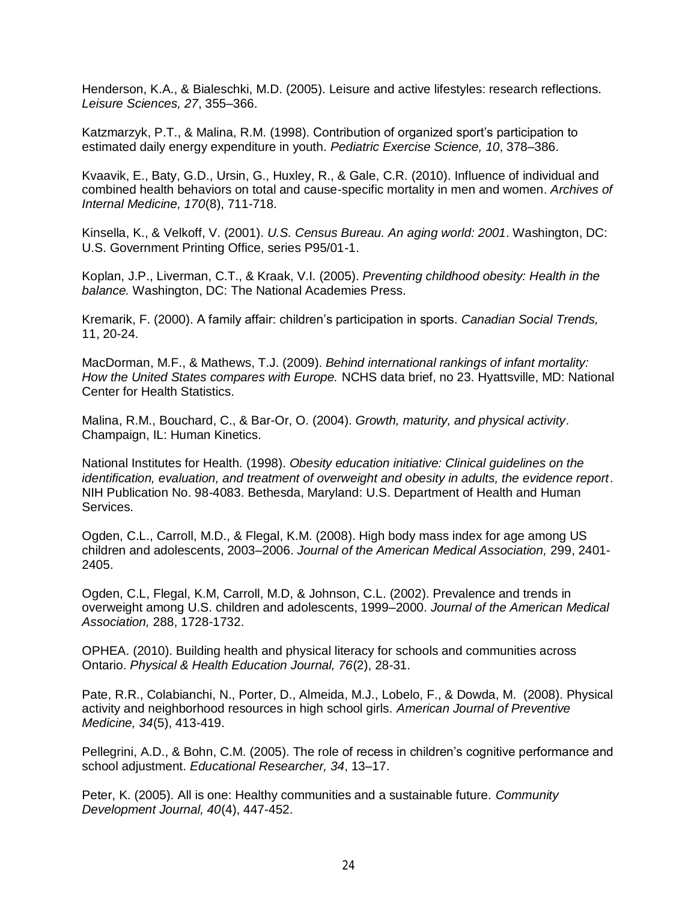Henderson, K.A., & Bialeschki, M.D. (2005). Leisure and active lifestyles: research reflections. *Leisure Sciences, 27*, 355–366.

Katzmarzyk, P.T., & Malina, R.M. (1998). Contribution of organized sport's participation to estimated daily energy expenditure in youth. *Pediatric Exercise Science, 10*, 378–386.

Kvaavik, E., Baty, G.D., Ursin, G., Huxley, R., & Gale, C.R. (2010). Influence of individual and combined health behaviors on total and cause-specific mortality in men and women. *Archives of Internal Medicine, 170*(8), 711-718.

Kinsella, K., & Velkoff, V. (2001). *U.S. Census Bureau. An aging world: 2001*. Washington, DC: U.S. Government Printing Office, series P95/01-1.

Koplan, J.P., Liverman, C.T., & Kraak, V.I. (2005). *Preventing childhood obesity: Health in the balance.* Washington, DC: The National Academies Press.

Kremarik, F. (2000). A family affair: children's participation in sports. *Canadian Social Trends,* 11, 20-24.

MacDorman, M.F., & Mathews, T.J. (2009). *Behind international rankings of infant mortality: How the United States compares with Europe.* NCHS data brief, no 23. Hyattsville, MD: National Center for Health Statistics.

Malina, R.M., Bouchard, C., & Bar-Or, O. (2004). *Growth, maturity, and physical activity*. Champaign, IL: Human Kinetics.

National Institutes for Health. (1998). *Obesity education initiative: Clinical guidelines on the identification, evaluation, and treatment of overweight and obesity in adults, the evidence report*. NIH Publication No. 98-4083. Bethesda, Maryland: U.S. Department of Health and Human Services.

Ogden, C.L., Carroll, M.D., & Flegal, K.M. (2008). High body mass index for age among US children and adolescents, 2003–2006. *Journal of the American Medical Association,* 299, 2401-2405.

Ogden, C.L, Flegal, K.M, Carroll, M.D, & Johnson, C.L. (2002). Prevalence and trends in overweight among U.S. children and adolescents, 1999–2000. *Journal of the American Medical Association,* 288, 1728-1732.

OPHEA. (2010). Building health and physical literacy for schools and communities across Ontario. *Physical & Health Education Journal, 76*(2), 28-31.

Pate, R.R., Colabianchi, N., Porter, D., Almeida, M.J., Lobelo, F., & Dowda, M. (2008). Physical activity and neighborhood resources in high school girls. *American Journal of Preventive Medicine, 34*(5), 413-419.

Pellegrini, A.D., & Bohn, C.M. (2005). The role of recess in children's cognitive performance and school adjustment. *Educational Researcher, 34*, 13–17.

Peter, K. (2005). All is one: Healthy communities and a sustainable future. *Community Development Journal, 40*(4), 447-452.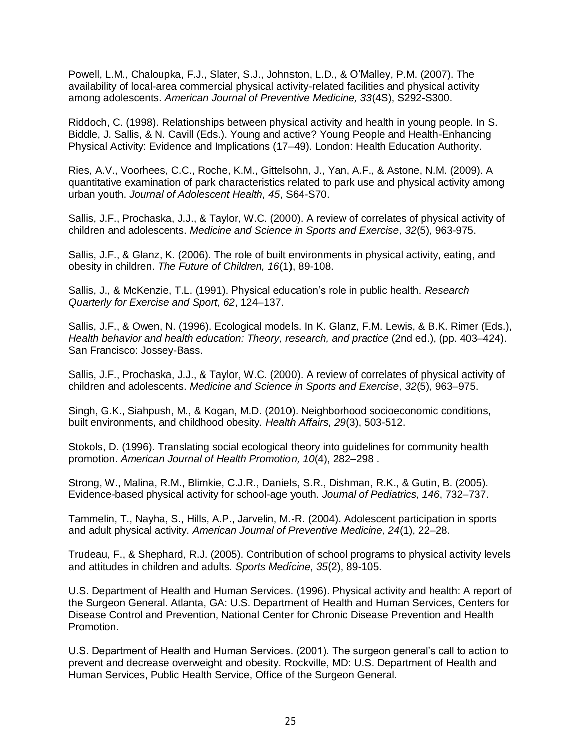Powell, L.M., Chaloupka, F.J., Slater, S.J., Johnston, L.D., & O'Malley, P.M. (2007). The availability of local-area commercial physical activity-related facilities and physical activity among adolescents. *American Journal of Preventive Medicine, 33*(4S), S292-S300.

Riddoch, C. (1998). Relationships between physical activity and health in young people. In S. Biddle, J. Sallis, & N. Cavill (Eds.). Young and active? Young People and Health-Enhancing Physical Activity: Evidence and Implications (17–49). London: Health Education Authority.

Ries, A.V., Voorhees, C.C., Roche, K.M., Gittelsohn, J., Yan, A.F., & Astone, N.M. (2009). A quantitative examination of park characteristics related to park use and physical activity among urban youth. *Journal of Adolescent Health, 45*, S64-S70.

Sallis, J.F., Prochaska, J.J., & Taylor, W.C. (2000). A review of correlates of physical activity of children and adolescents. *Medicine and Science in Sports and Exercise, 32*(5), 963-975.

Sallis, J.F., & Glanz, K. (2006). The role of built environments in physical activity, eating, and obesity in children. *The Future of Children, 16*(1), 89-108.

Sallis, J., & McKenzie, T.L. (1991). Physical education's role in public health. *Research Quarterly for Exercise and Sport, 62*, 124–137.

Sallis, J.F., & Owen, N. (1996). Ecological models. In K. Glanz, F.M. Lewis, & B.K. Rimer (Eds.), *Health behavior and health education: Theory, research, and practice* (2nd ed.), (pp. 403–424). San Francisco: Jossey-Bass.

Sallis, J.F., Prochaska, J.J., & Taylor, W.C. (2000). A review of correlates of physical activity of children and adolescents. *Medicine and Science in Sports and Exercise, 32*(5), 963–975.

Singh, G.K., Siahpush, M., & Kogan, M.D. (2010). Neighborhood socioeconomic conditions, built environments, and childhood obesity. *Health Affairs, 29*(3), 503-512.

Stokols, D. (1996). Translating social ecological theory into guidelines for community health promotion. *American Journal of Health Promotion, 10*(4), 282–298 .

Strong, W., Malina, R.M., Blimkie, C.J.R., Daniels, S.R., Dishman, R.K., & Gutin, B. (2005). Evidence-based physical activity for school-age youth. *Journal of Pediatrics, 146*, 732–737.

Tammelin, T., Nayha, S., Hills, A.P., Jarvelin, M.-R. (2004). Adolescent participation in sports and adult physical activity. *American Journal of Preventive Medicine, 24*(1), 22–28.

Trudeau, F., & Shephard, R.J. (2005). Contribution of school programs to physical activity levels and attitudes in children and adults. *Sports Medicine, 35*(2), 89-105.

U.S. Department of Health and Human Services. (1996). Physical activity and health: A report of the Surgeon General. Atlanta, GA: U.S. Department of Health and Human Services, Centers for Disease Control and Prevention, National Center for Chronic Disease Prevention and Health Promotion.

U.S. Department of Health and Human Services. (2001). The surgeon general's call to action to prevent and decrease overweight and obesity. Rockville, MD: U.S. Department of Health and Human Services, Public Health Service, Office of the Surgeon General.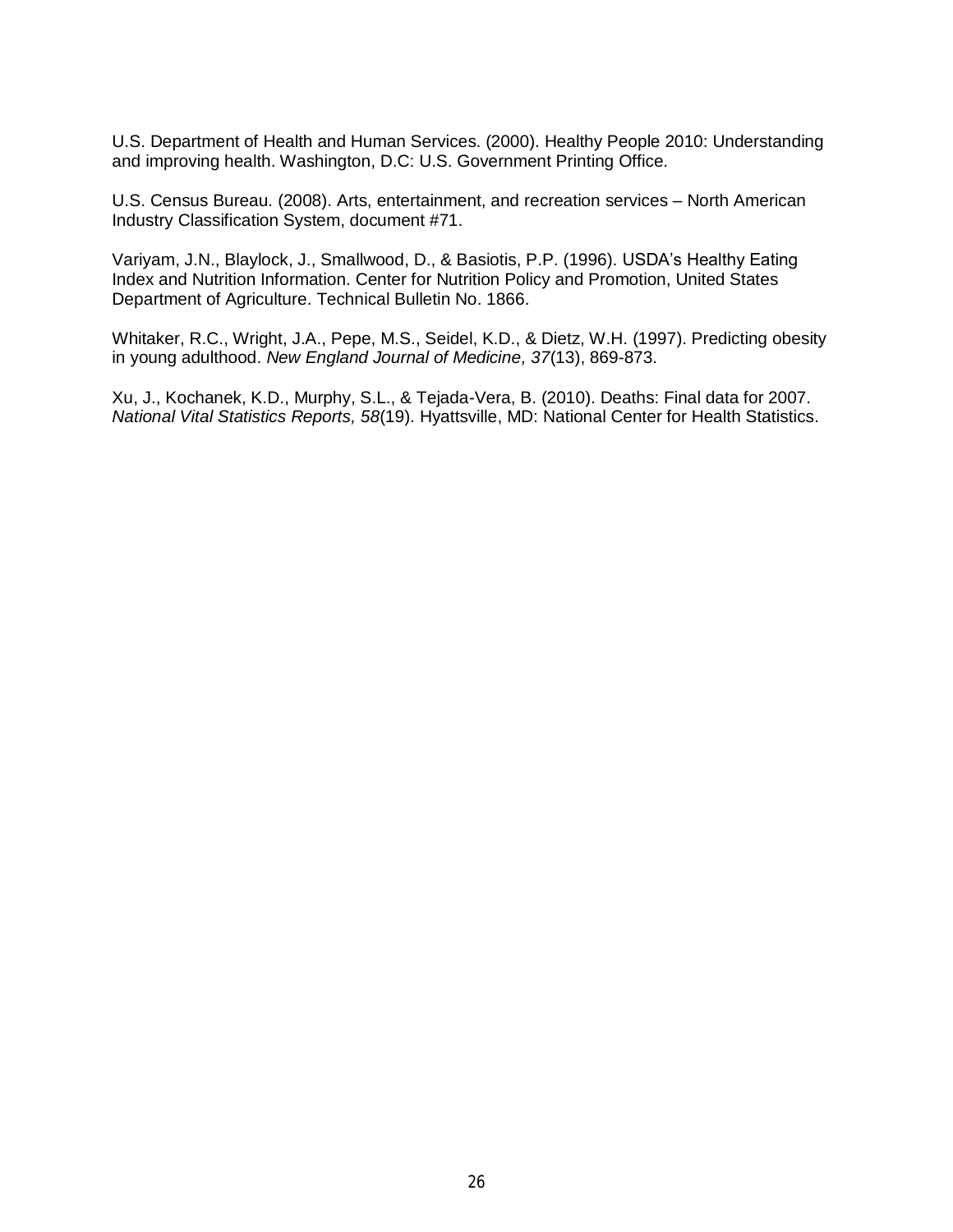U.S. Department of Health and Human Services. (2000). Healthy People 2010: Understanding and improving health. Washington, D.C: U.S. Government Printing Office.

U.S. Census Bureau. (2008). Arts, entertainment, and recreation services – North American Industry Classification System, document #71.

Variyam, J.N., Blaylock, J., Smallwood, D., & Basiotis, P.P. (1996). USDA's Healthy Eating Index and Nutrition Information. Center for Nutrition Policy and Promotion, United States Department of Agriculture. Technical Bulletin No. 1866.

Whitaker, R.C., Wright, J.A., Pepe, M.S., Seidel, K.D., & Dietz, W.H. (1997). Predicting obesity in young adulthood. *New England Journal of Medicine, 37*(13), 869-873.

Xu, J., Kochanek, K.D., Murphy, S.L., & Tejada-Vera, B. (2010). Deaths: Final data for 2007. *National Vital Statistics Reports, 58*(19). Hyattsville, MD: National Center for Health Statistics.